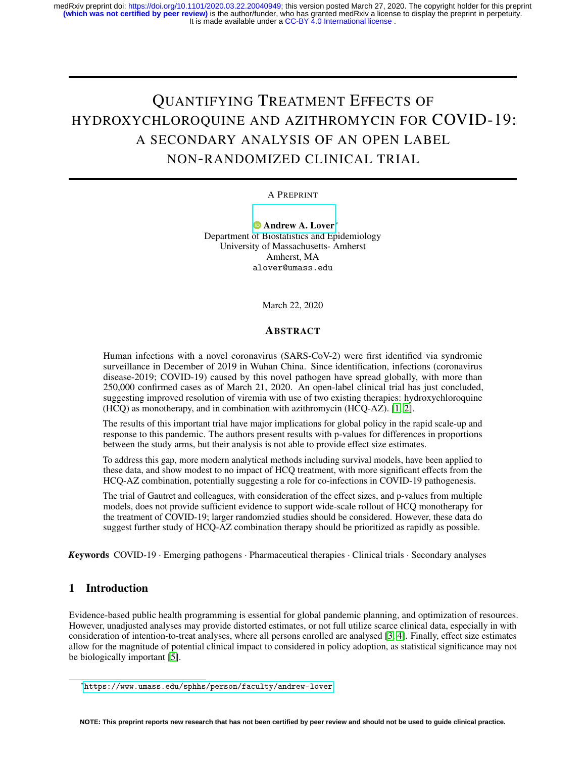# Quantifying Treatment Effects of hydroxychloroquine and azithromycin for COVID-19: a secondary analysis of an open label non-randomized clinical trial

A Preprint

**Andrew A. Lover**[*]
Department of Biostatistics and Epidemiology
University of Massachusetts- Amherst
Amherst, MA
alover@umass.edu

March 22, 2020

## Abstract

Human infections with a novel coronavirus (SARS-CoV-2) were first identified via syndromic surveillance in December of 2019 in Wuhan China. Since identification, infections (coronavirus disease-2019; COVID-19) caused by this novel pathogen have spread globally, with more than 250,000 confirmed cases as of March 21, 2020. An open-label clinical trial has just concluded, suggesting improved resolution of viremia with use of two existing therapies: hydroxychloroquine (HCQ) as monotherapy, and in combination with azithromycin (HCQ-AZ). [1, 2].

The results of this important trial have major implications for global policy in the rapid scale-up and response to this pandemic. The authors present results with p-values for differences in proportions between the study arms, but their analysis is not able to provide effect size estimates.

To address this gap, more modern analytical methods including survival models, have been applied to these data, and show modest to no impact of HCQ treatment, with more significant effects from the HCQ-AZ combination, potentially suggesting a role for co-infections in COVID-19 pathogenesis.

The trial of Gautret and colleagues, with consideration of the effect sizes, and p-values from multiple models, does not provide sufficient evidence to support wide-scale rollout of HCQ monotherapy for the treatment of COVID-19; larger randomzied studies should be considered. However, these data do suggest further study of HCQ-AZ combination therapy should be prioritized as rapidly as possible.

***Keywords*** COVID-19 · Emerging pathogens · Pharmaceutical therapies · Clinical trials · Secondary analyses

## 1 Introduction

Evidence-based public health programming is essential for global pandemic planning, and optimization of resources. However, unadjusted analyses may provide distorted estimates, or not full utilize scarce clinical data, especially in with consideration of intention-to-treat analyses, where all persons enrolled are analysed [3, 4]. Finally, effect size estimates allow for the magnitude of potential clinical impact to considered in policy adoption, as statistical significance may not be biologically important [5].

[*] https://www.umass.edu/sphhs/person/faculty/andrew-lover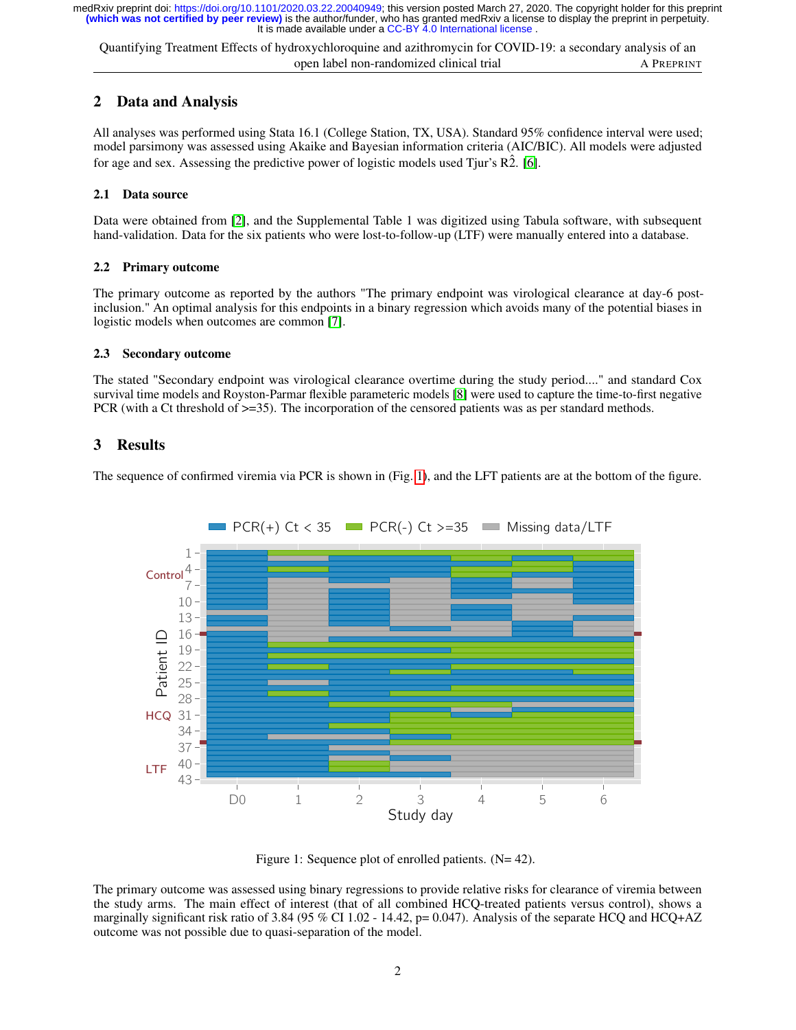## 2 Data and Analysis

All analyses was performed using Stata 16.1 (College Station, TX, USA). Standard 95% confidence interval were used; model parsimony was assessed using Akaike and Bayesian information criteria (AIC/BIC). All models were adjusted for age and sex. Assessing the predictive power of logistic models used Tjur's $R\hat{2}$. [6].

### 2.1 Data source

Data were obtained from [2], and the Supplemental Table 1 was digitized using Tabula software, with subsequent hand-validation. Data for the six patients who were lost-to-follow-up (LTF) were manually entered into a database.

### 2.2 Primary outcome

The primary outcome as reported by the authors "The primary endpoint was virological clearance at day-6 post-inclusion." An optimal analysis for this endpoints in a binary regression which avoids many of the potential biases in logistic models when outcomes are common [7].

### 2.3 Secondary outcome

The stated "Secondary endpoint was virological clearance overtime during the study period...." and standard Cox survival time models and Royston-Parmar flexible parameteric models [8] were used to capture the time-to-first negative PCR (with a Ct threshold of >=35). The incorporation of the censored patients was as per standard methods.

## 3 Results

The sequence of confirmed viremia via PCR is shown in (Fig. 1), and the LFT patients are at the bottom of the figure.

Figure 1: Sequence plot of enrolled patients. (N= 42).

The primary outcome was assessed using binary regressions to provide relative risks for clearance of viremia between the study arms. The main effect of interest (that of all combined HCQ-treated patients versus control), shows a marginally significant risk ratio of 3.84 (95 % CI 1.02 - 14.42, p= 0.047). Analysis of the separate HCQ and HCQ+AZ outcome was not possible due to quasi-separation of the model.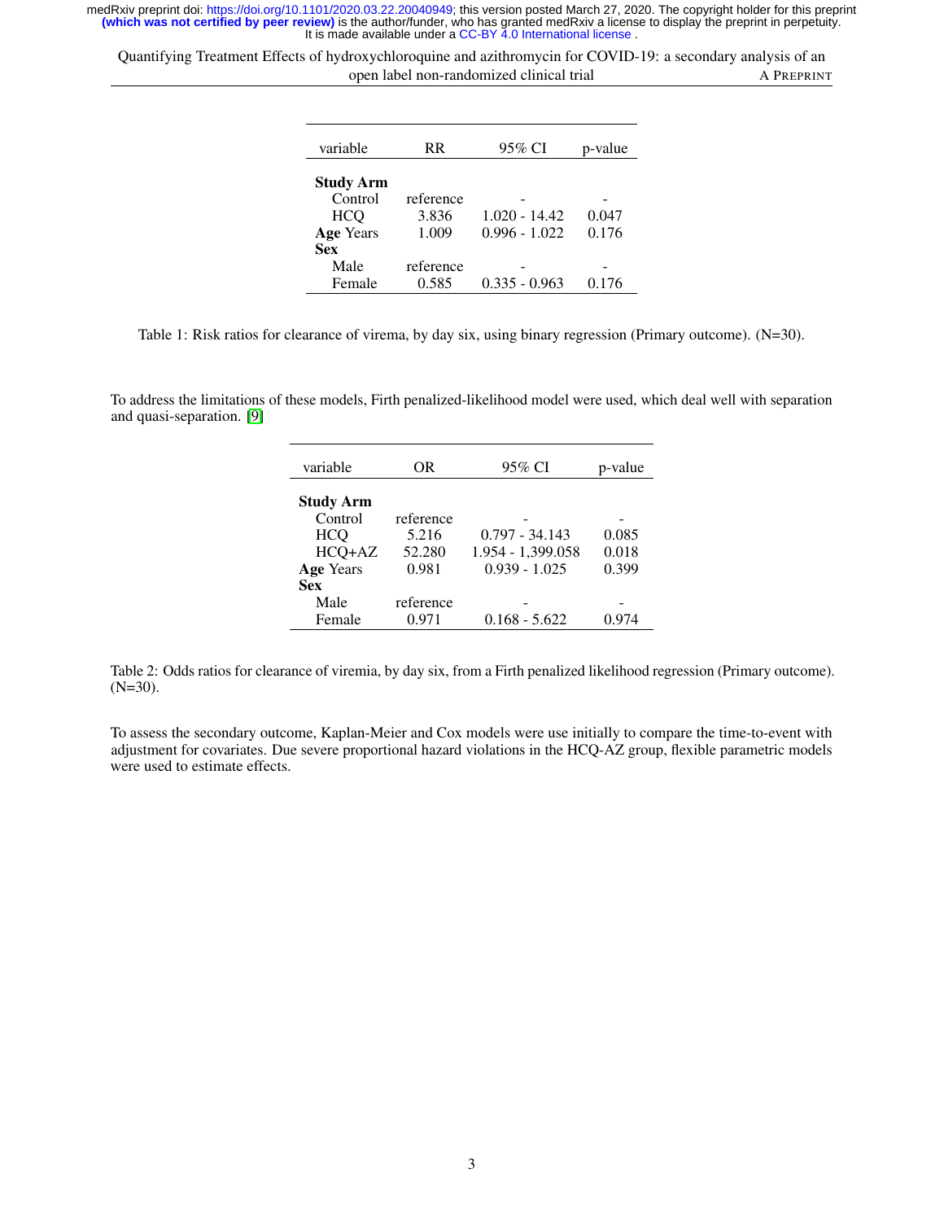| variable | RR | 95% CI | p-value |
|---|---|---|---|
| **Study Arm** | | | |
| Control | reference | - | - |
| HCQ | 3.836 | 1.020 - 14.42 | 0.047 |
| **Age** Years | 1.009 | 0.996 - 1.022 | 0.176 |
| **Sex** | | | |
| Male | reference | - | - |
| Female | 0.585 | 0.335 - 0.963 | 0.176 |

Table 1: Risk ratios for clearance of virema, by day six, using binary regression (Primary outcome). (N=30).

To address the limitations of these models, Firth penalized-likelihood model were used, which deal well with separation and quasi-separation. [9]

| variable | OR | 95% CI | p-value |
|---|---|---|---|
| **Study Arm** | | | |
| Control | reference | - | - |
| HCQ | 5.216 | 0.797 - 34.143 | 0.085 |
| HCQ+AZ | 52.280 | 1.954 - 1,399.058 | 0.018 |
| **Age** Years | 0.981 | 0.939 - 1.025 | 0.399 |
| **Sex** | | | |
| Male | reference | - | - |
| Female | 0.971 | 0.168 - 5.622 | 0.974 |

Table 2: Odds ratios for clearance of viremia, by day six, from a Firth penalized likelihood regression (Primary outcome). (N=30).

To assess the secondary outcome, Kaplan-Meier and Cox models were use initially to compare the time-to-event with adjustment for covariates. Due severe proportional hazard violations in the HCQ-AZ group, flexible parametric models were used to estimate effects.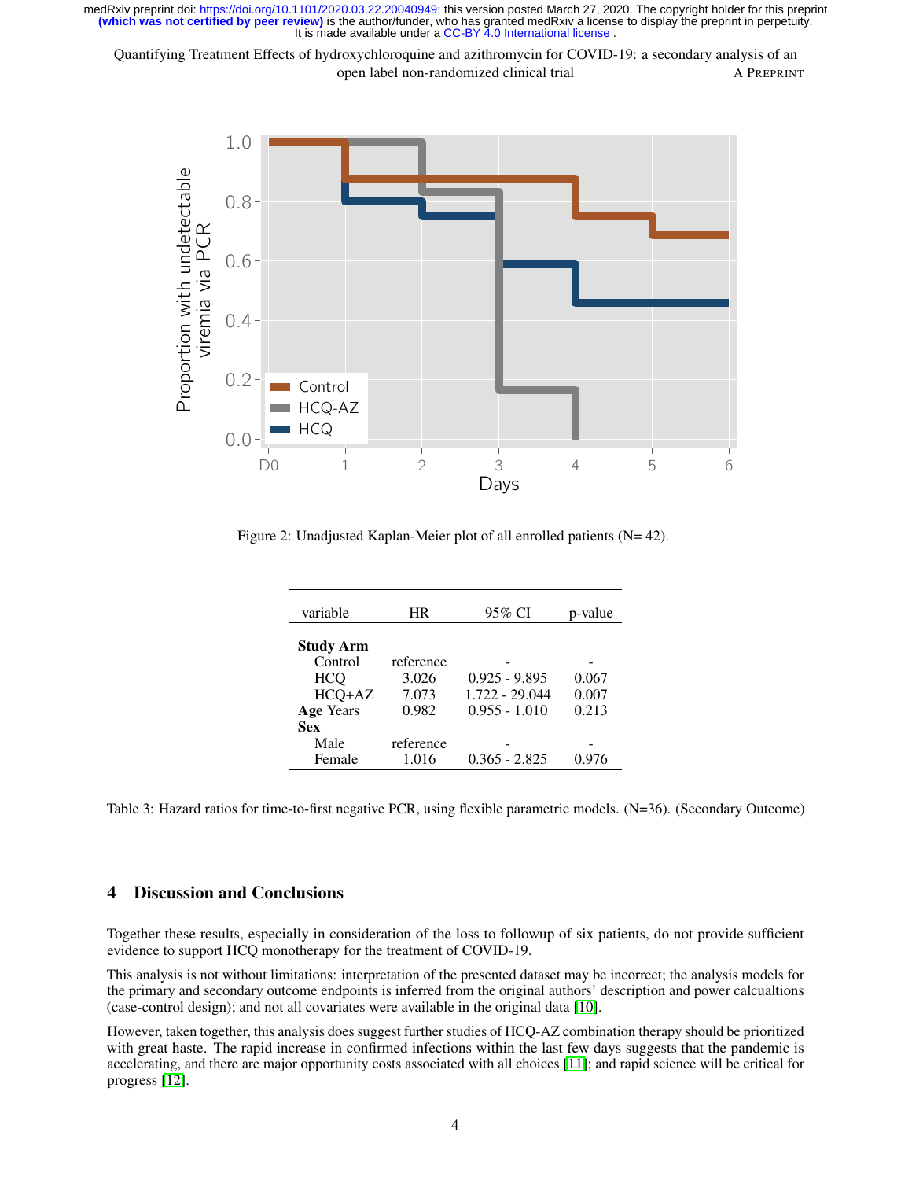Figure 2: Unadjusted Kaplan-Meier plot of all enrolled patients (N= 42).

| variable | HR | 95% CI | p-value |
|---|---|---|---|
| **Study Arm** | | | |
| Control | reference | - | - |
| HCQ | 3.026 | 0.925 - 9.895 | 0.067 |
| HCQ+AZ | 7.073 | 1.722 - 29.044 | 0.007 |
| **Age** Years | 0.982 | 0.955 - 1.010 | 0.213 |
| **Sex** | | | |
| Male | reference | - | - |
| Female | 1.016 | 0.365 - 2.825 | 0.976 |

Table 3: Hazard ratios for time-to-first negative PCR, using flexible parametric models. (N=36). (Secondary Outcome)

## 4 Discussion and Conclusions

Together these results, especially in consideration of the loss to followup of six patients, do not provide sufficient evidence to support HCQ monotherapy for the treatment of COVID-19.

This analysis is not without limitations: interpretation of the presented dataset may be incorrect; the analysis models for the primary and secondary outcome endpoints is inferred from the original authors' description and power calcualtions (case-control design); and not all covariates were available in the original data [10].

However, taken together, this analysis does suggest further studies of HCQ-AZ combination therapy should be prioritized with great haste. The rapid increase in confirmed infections within the last few days suggests that the pandemic is accelerating, and there are major opportunity costs associated with all choices [11]; and rapid science will be critical for progress [12].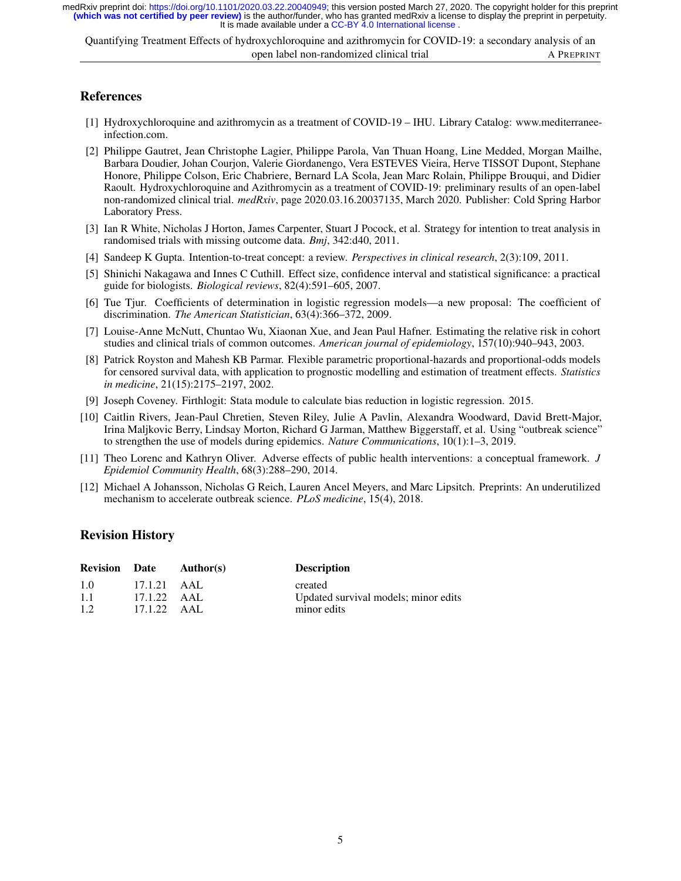## References

[1] Hydroxychloroquine and azithromycin as a treatment of COVID-19 – IHU. Library Catalog: www.mediterranee-infection.com.

[2] Philippe Gautret, Jean Christophe Lagier, Philippe Parola, Van Thuan Hoang, Line Medded, Morgan Mailhe, Barbara Doudier, Johan Courjon, Valerie Giordanengo, Vera ESTEVES Vieira, Herve TISSOT Dupont, Stephane Honore, Philippe Colson, Eric Chabriere, Bernard LA Scola, Jean Marc Rolain, Philippe Brouqui, and Didier Raoult. Hydroxychloroquine and Azithromycin as a treatment of COVID-19: preliminary results of an open-label non-randomized clinical trial. *medRxiv*, page 2020.03.16.20037135, March 2020. Publisher: Cold Spring Harbor Laboratory Press.

[3] Ian R White, Nicholas J Horton, James Carpenter, Stuart J Pocock, et al. Strategy for intention to treat analysis in randomised trials with missing outcome data. *Bmj*, 342:d40, 2011.

[4] Sandeep K Gupta. Intention-to-treat concept: a review. *Perspectives in clinical research*, 2(3):109, 2011.

[5] Shinichi Nakagawa and Innes C Cuthill. Effect size, confidence interval and statistical significance: a practical guide for biologists. *Biological reviews*, 82(4):591–605, 2007.

[6] Tue Tjur. Coefficients of determination in logistic regression models—a new proposal: The coefficient of discrimination. *The American Statistician*, 63(4):366–372, 2009.

[7] Louise-Anne McNutt, Chuntao Wu, Xiaonan Xue, and Jean Paul Hafner. Estimating the relative risk in cohort studies and clinical trials of common outcomes. *American journal of epidemiology*, 157(10):940–943, 2003.

[8] Patrick Royston and Mahesh KB Parmar. Flexible parametric proportional-hazards and proportional-odds models for censored survival data, with application to prognostic modelling and estimation of treatment effects. *Statistics in medicine*, 21(15):2175–2197, 2002.

[9] Joseph Coveney. Firthlogit: Stata module to calculate bias reduction in logistic regression. 2015.

[10] Caitlin Rivers, Jean-Paul Chretien, Steven Riley, Julie A Pavlin, Alexandra Woodward, David Brett-Major, Irina Maljkovic Berry, Lindsay Morton, Richard G Jarman, Matthew Biggerstaff, et al. Using "outbreak science" to strengthen the use of models during epidemics. *Nature Communications*, 10(1):1–3, 2019.

[11] Theo Lorenc and Kathryn Oliver. Adverse effects of public health interventions: a conceptual framework. *J Epidemiol Community Health*, 68(3):288–290, 2014.

[12] Michael A Johansson, Nicholas G Reich, Lauren Ancel Meyers, and Marc Lipsitch. Preprints: An underutilized mechanism to accelerate outbreak science. *PLoS medicine*, 15(4), 2018.

## Revision History

| Revision | Date | Author(s) | Description |
|---|---|---|---|
| 1.0 | 17.1.21 | AAL | created |
| 1.1 | 17.1.22 | AAL | Updated survival models; minor edits |
| 1.2 | 17.1.22 | AAL | minor edits |